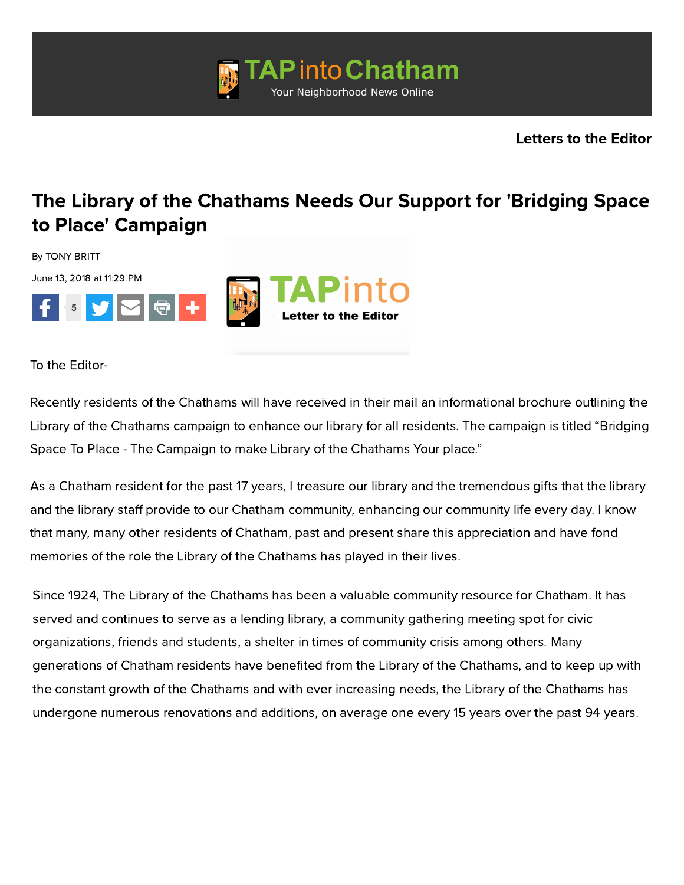Letters to the Editor

# The Library of the Chathams Needs Our Support for 'Bridging Space to Place' Campaign

By TONY BRITT

June 13, 2018 at 11:29 PM

To the Editor-

Recently residents of the Chathams will have received in their mail an informational brochure outlining the Library of the Chathams campaign to enhance our library for all residents. The campaign is titled "Bridging Space To Place - The Campaign to make Library of the Chathams Your place."

As a Chatham resident for the past 17 years, I treasure our library and the tremendous gifts that the library and the library staff provide to our Chatham community, enhancing our community life every day. I know that many, many other residents of Chatham, past and present share this appreciation and have fond memories of the role the Library of the Chathams has played in their lives.

Since 1924, The Library of the Chathams has been a valuable community resource for Chatham. It has served and continues to serve as a lending library, a community gathering meeting spot for civic organizations, friends and students, a shelter in times of community crisis among others. Many generations of Chatham residents have benefited from the Library of the Chathams, and to keep up with the constant growth of the Chathams and with ever increasing needs, the Library of the Chathams has undergone numerous renovations and additions, on average one every 15 years over the past 94 years.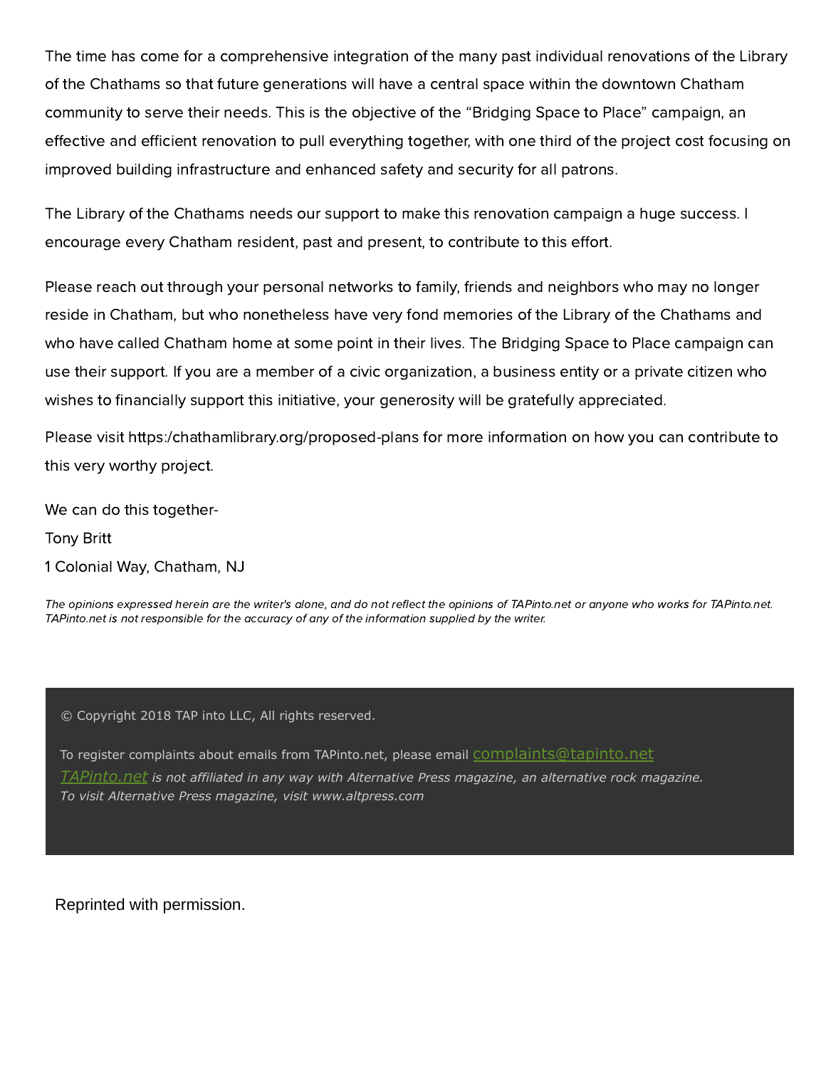The time has come for a comprehensive integration of the many past individual renovations of the Library of the Chathams so that future generations will have a central space within the downtown Chatham community to serve their needs. This is the objective of the "Bridging Space to Place" campaign, an effective and efficient renovation to pull everything together, with one third of the project cost focusing on improved building infrastructure and enhanced safety and security for all patrons.

The Library of the Chathams needs our support to make this renovation campaign a huge success. I encourage every Chatham resident, past and present, to contribute to this effort.

Please reach out through your personal networks to family, friends and neighbors who may no longer reside in Chatham, but who nonetheless have very fond memories of the Library of the Chathams and who have called Chatham home at some point in their lives. The Bridging Space to Place campaign can use their support. If you are a member of a civic organization, a business entity or a private citizen who wishes to financially support this initiative, your generosity will be gratefully appreciated.

Please visit https:/chathamlibrary.org/proposed-plans for more information on how you can contribute to this very worthy project.

We can do this together-

Tony Britt

1 Colonial Way, Chatham, NJ

*The opinions expressed herein are the writer's alone, and do not reflect the opinions of TAPinto.net or anyone who works for TAPinto.net. TAPinto.net is not responsible for the accuracy of any of the information supplied by the writer.*

© Copyright 2018 TAP into LLC, All rights reserved.

To register complaints about emails from TAPinto.net, please email complaints@tapinto.net

*TAPinto.net is not affiliated in any way with Alternative Press magazine, an alternative rock magazine. To visit Alternative Press magazine, visit www.altpress.com*

Reprinted with permission.